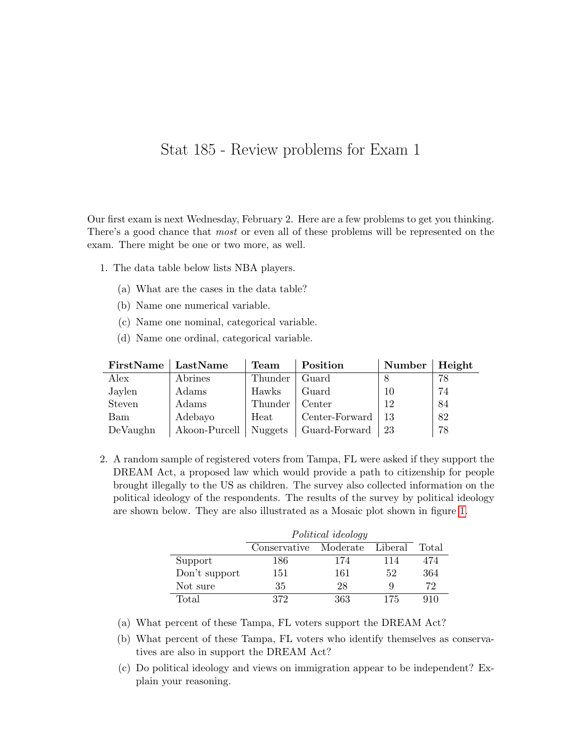# Stat 185 - Review problems for Exam 1

Our first exam is next Wednesday, February 2. Here are a few problems to get you thinking. There's a good chance that *most* or even all of these problems will be represented on the exam. There might be one or two more, as well.

1. The data table below lists NBA players.

   (a) What are the cases in the data table?

   (b) Name one numerical variable.

   (c) Name one nominal, categorical variable.

   (d) Name one ordinal, categorical variable.

| **FirstName** | **LastName** | **Team** | **Position** | **Number** | **Height** |
|---|---|---|---|---|---|
| Alex | Abrines | Thunder | Guard | 8 | 78 |
| Jaylen | Adams | Hawks | Guard | 10 | 74 |
| Steven | Adams | Thunder | Center | 12 | 84 |
| Bam | Adebayo | Heat | Center-Forward | 13 | 82 |
| DeVaughn | Akoon-Purcell | Nuggets | Guard-Forward | 23 | 78 |

2. A random sample of registered voters from Tampa, FL were asked if they support the DREAM Act, a proposed law which would provide a path to citizenship for people brought illegally to the US as children. The survey also collected information on the political ideology of the respondents. The results of the survey by political ideology are shown below. They are also illustrated as a Mosaic plot shown in figure 1.

| | *Political ideology* | | | |
|---|---|---|---|---|
| | Conservative | Moderate | Liberal | Total |
| Support | 186 | 174 | 114 | 474 |
| Don't support | 151 | 161 | 52 | 364 |
| Not sure | 35 | 28 | 9 | 72 |
| Total | 372 | 363 | 175 | 910 |

   (a) What percent of these Tampa, FL voters support the DREAM Act?

   (b) What percent of these Tampa, FL voters who identify themselves as conservatives are also in support the DREAM Act?

   (c) Do political ideology and views on immigration appear to be independent? Explain your reasoning.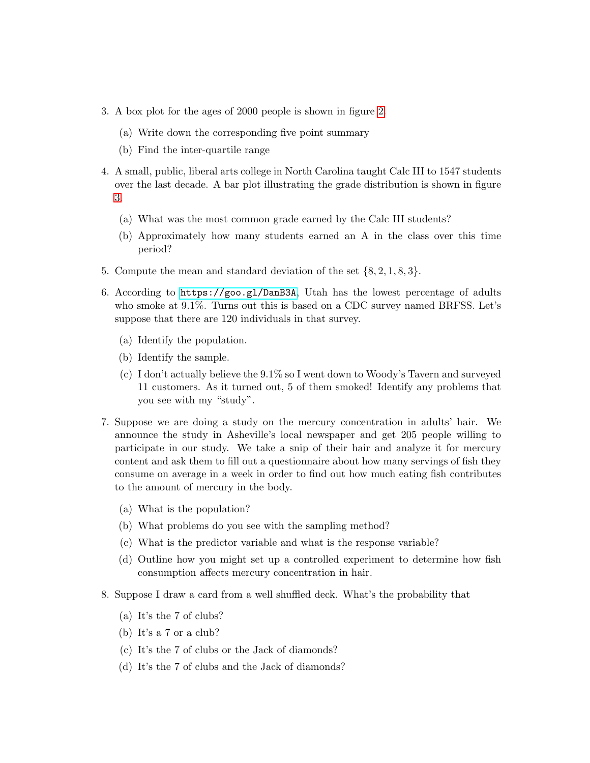3. A box plot for the ages of 2000 people is shown in figure 2.
   (a) Write down the corresponding five point summary
   (b) Find the inter-quartile range

4. A small, public, liberal arts college in North Carolina taught Calc III to 1547 students over the last decade. A bar plot illustrating the grade distribution is shown in figure 3.
   (a) What was the most common grade earned by the Calc III students?
   (b) Approximately how many students earned an A in the class over this time period?

5. Compute the mean and standard deviation of the set $\{8, 2, 1, 8, 3\}$.

6. According to https://goo.gl/DanB3A, Utah has the lowest percentage of adults who smoke at 9.1%. Turns out this is based on a CDC survey named BRFSS. Let's suppose that there are 120 individuals in that survey.
   (a) Identify the population.
   (b) Identify the sample.
   (c) I don't actually believe the 9.1% so I went down to Woody's Tavern and surveyed 11 customers. As it turned out, 5 of them smoked! Identify any problems that you see with my "study".

7. Suppose we are doing a study on the mercury concentration in adults' hair. We announce the study in Asheville's local newspaper and get 205 people willing to participate in our study. We take a snip of their hair and analyze it for mercury content and ask them to fill out a questionnaire about how many servings of fish they consume on average in a week in order to find out how much eating fish contributes to the amount of mercury in the body.
   (a) What is the population?
   (b) What problems do you see with the sampling method?
   (c) What is the predictor variable and what is the response variable?
   (d) Outline how you might set up a controlled experiment to determine how fish consumption affects mercury concentration in hair.

8. Suppose I draw a card from a well shuffled deck. What's the probability that
   (a) It's the 7 of clubs?
   (b) It's a 7 or a club?
   (c) It's the 7 of clubs or the Jack of diamonds?
   (d) It's the 7 of clubs and the Jack of diamonds?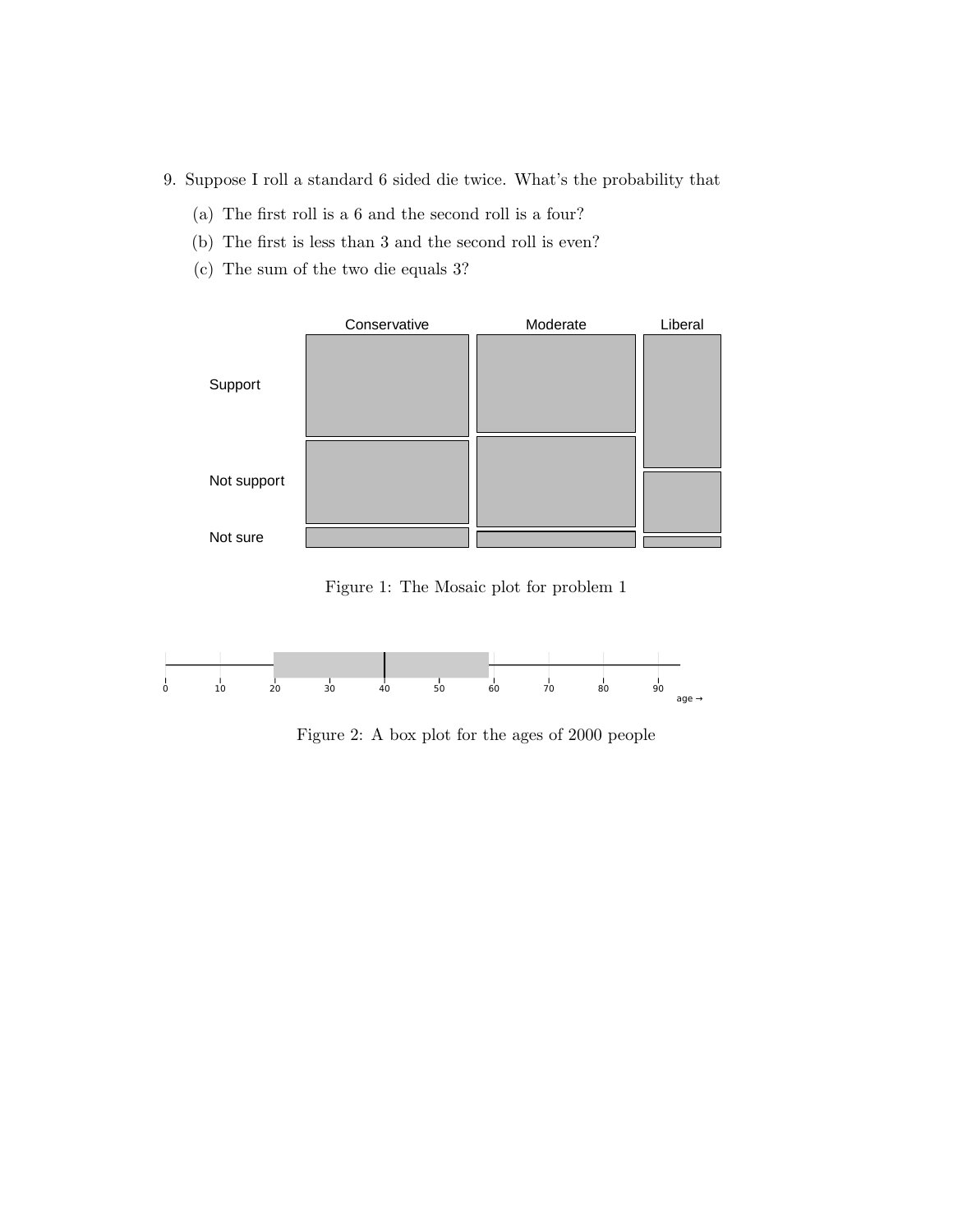9. Suppose I roll a standard 6 sided die twice. What's the probability that

   (a) The first roll is a 6 and the second roll is a four?

   (b) The first is less than 3 and the second roll is even?

   (c) The sum of the two die equals 3?

Figure 1: The Mosaic plot for problem 1

Figure 2: A box plot for the ages of 2000 people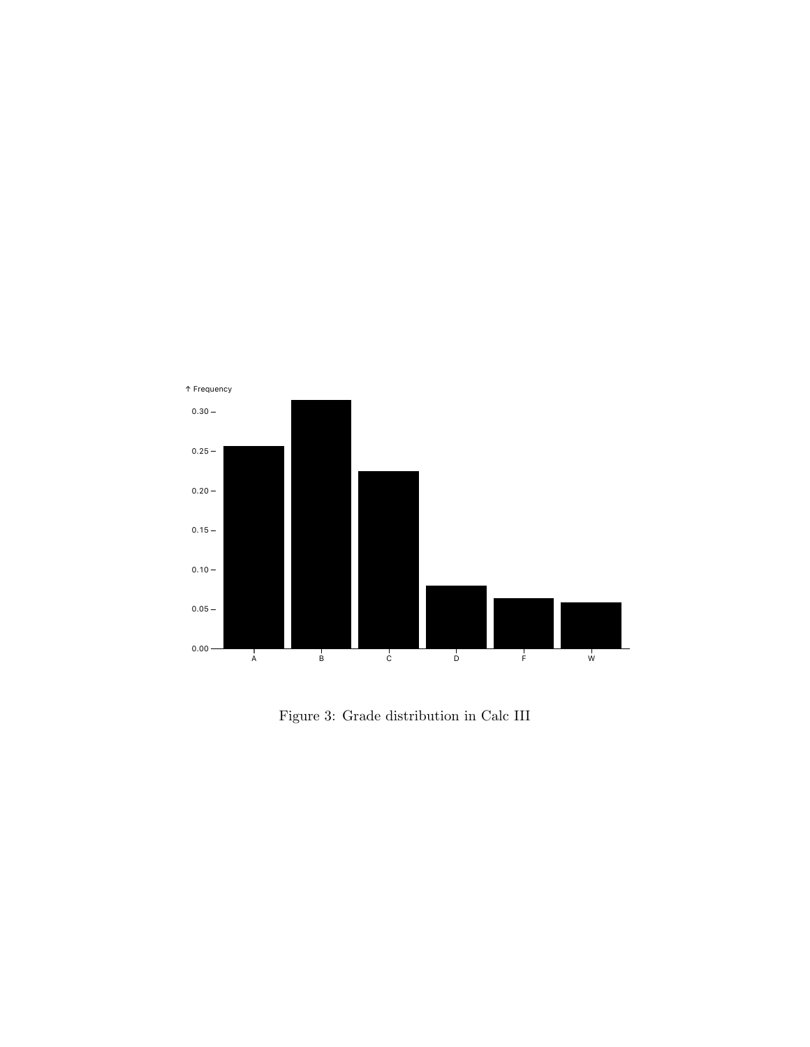↑ Frequency

0.30

0.25

0.20

0.15

0.10

0.05

0.00

A

B

C

D

F

W

Figure 3: Grade distribution in Calc III